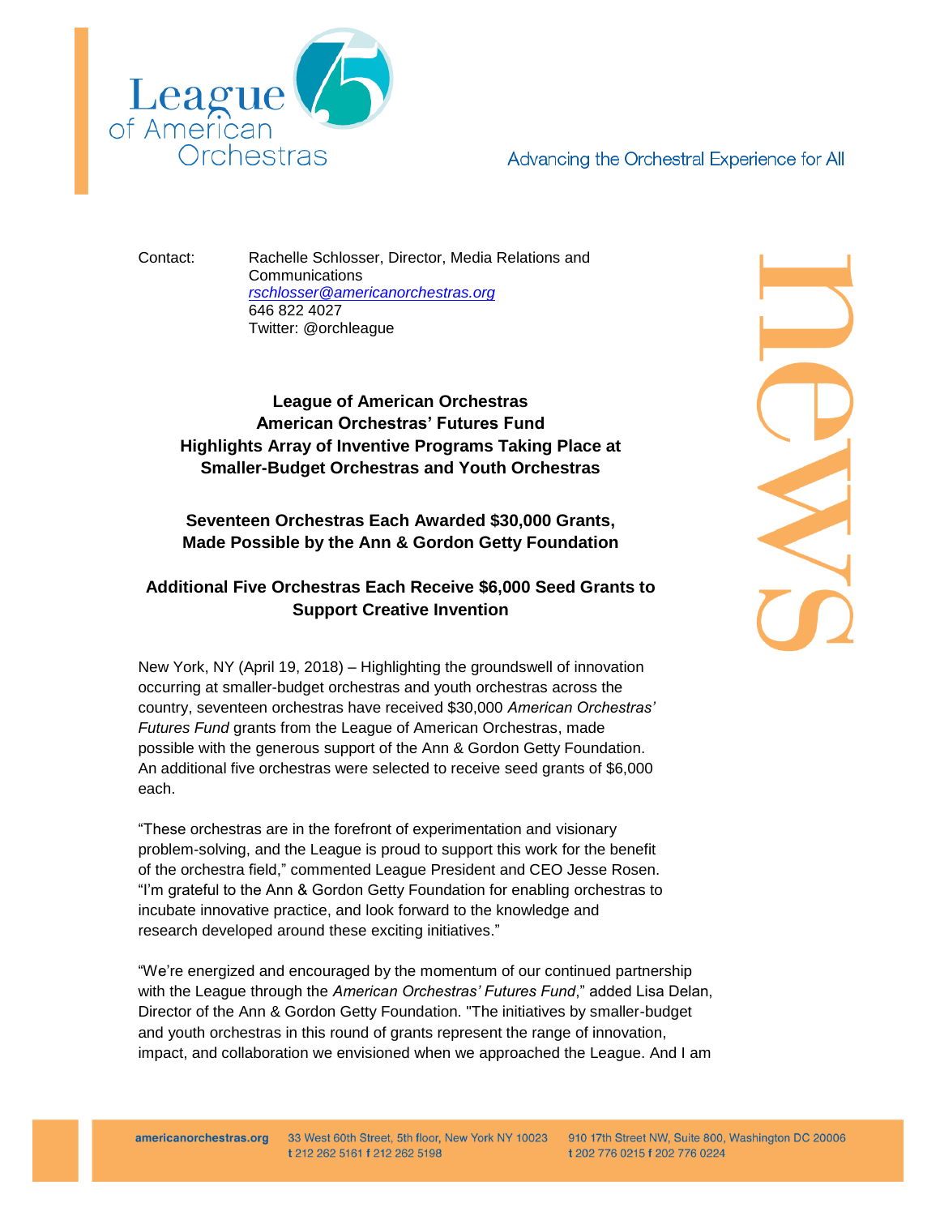League of American Orchestras

Advancing the Orchestral Experience for All

Contact: Rachelle Schlosser, Director, Media Relations and Communications
rschlosser@americanorchestras.org
646 822 4027
Twitter: @orchleague

**League of American Orchestras**
**American Orchestras' Futures Fund**
**Highlights Array of Inventive Programs Taking Place at Smaller-Budget Orchestras and Youth Orchestras**

**Seventeen Orchestras Each Awarded $30,000 Grants, Made Possible by the Ann & Gordon Getty Foundation**

**Additional Five Orchestras Each Receive $6,000 Seed Grants to Support Creative Invention**

New York, NY (April 19, 2018) – Highlighting the groundswell of innovation occurring at smaller-budget orchestras and youth orchestras across the country, seventeen orchestras have received $30,000 *American Orchestras' Futures Fund* grants from the League of American Orchestras, made possible with the generous support of the Ann & Gordon Getty Foundation. An additional five orchestras were selected to receive seed grants of $6,000 each.

"These orchestras are in the forefront of experimentation and visionary problem-solving, and the League is proud to support this work for the benefit of the orchestra field," commented League President and CEO Jesse Rosen. "I'm grateful to the Ann & Gordon Getty Foundation for enabling orchestras to incubate innovative practice, and look forward to the knowledge and research developed around these exciting initiatives."

"We're energized and encouraged by the momentum of our continued partnership with the League through the *American Orchestras' Futures Fund*," added Lisa Delan, Director of the Ann & Gordon Getty Foundation. "The initiatives by smaller-budget and youth orchestras in this round of grants represent the range of innovation, impact, and collaboration we envisioned when we approached the League. And I am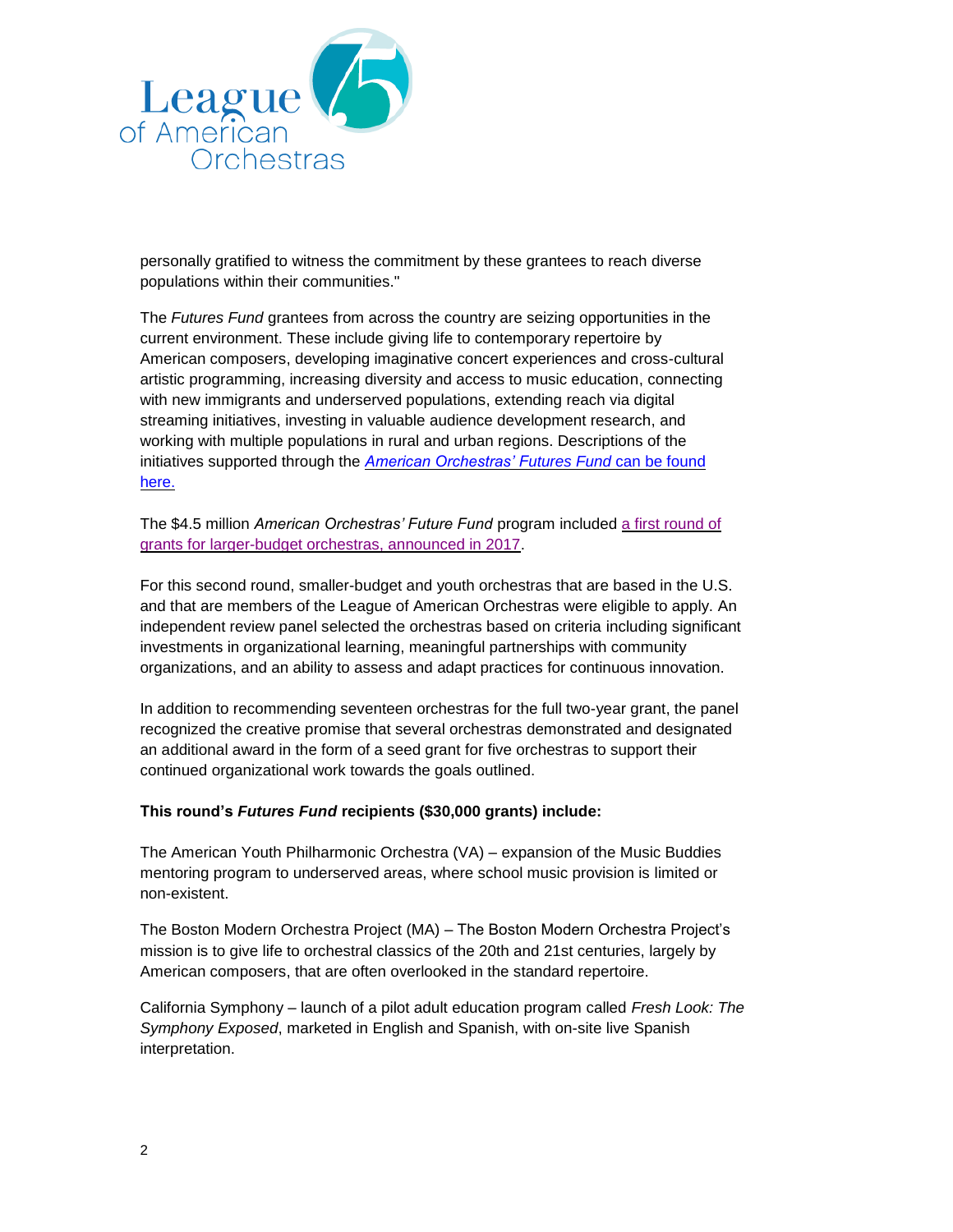personally gratified to witness the commitment by these grantees to reach diverse populations within their communities."

The *Futures Fund* grantees from across the country are seizing opportunities in the current environment. These include giving life to contemporary repertoire by American composers, developing imaginative concert experiences and cross-cultural artistic programming, increasing diversity and access to music education, connecting with new immigrants and underserved populations, extending reach via digital streaming initiatives, investing in valuable audience development research, and working with multiple populations in rural and urban regions. Descriptions of the initiatives supported through the *American Orchestras' Futures Fund* can be found here.

The $4.5 million *American Orchestras' Future Fund* program included a first round of grants for larger-budget orchestras, announced in 2017.

For this second round, smaller-budget and youth orchestras that are based in the U.S. and that are members of the League of American Orchestras were eligible to apply. An independent review panel selected the orchestras based on criteria including significant investments in organizational learning, meaningful partnerships with community organizations, and an ability to assess and adapt practices for continuous innovation.

In addition to recommending seventeen orchestras for the full two-year grant, the panel recognized the creative promise that several orchestras demonstrated and designated an additional award in the form of a seed grant for five orchestras to support their continued organizational work towards the goals outlined.

**This round's *Futures Fund* recipients ($30,000 grants) include:**

The American Youth Philharmonic Orchestra (VA) – expansion of the Music Buddies mentoring program to underserved areas, where school music provision is limited or non-existent.

The Boston Modern Orchestra Project (MA) – The Boston Modern Orchestra Project's mission is to give life to orchestral classics of the 20th and 21st centuries, largely by American composers, that are often overlooked in the standard repertoire.

California Symphony – launch of a pilot adult education program called *Fresh Look: The Symphony Exposed*, marketed in English and Spanish, with on-site live Spanish interpretation.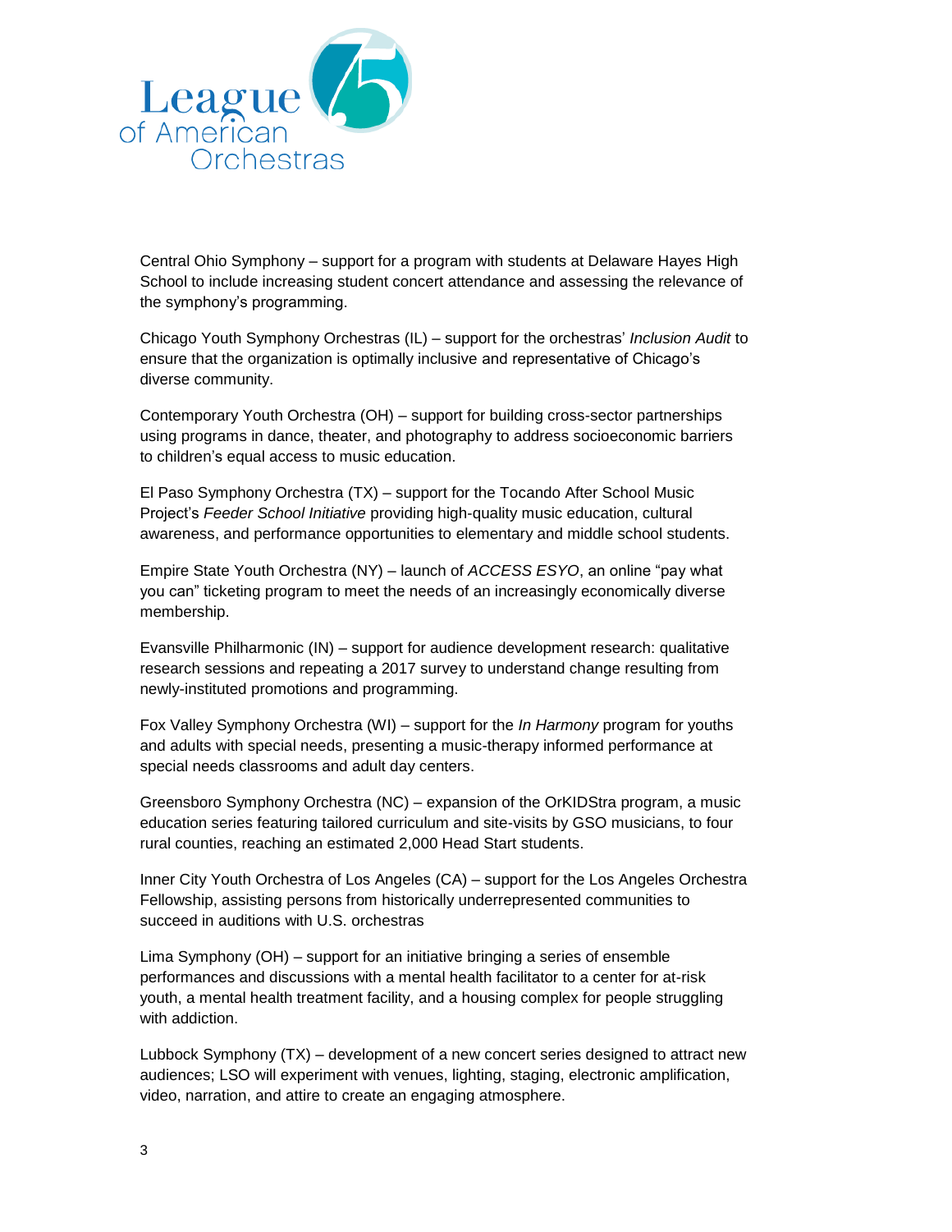Central Ohio Symphony – support for a program with students at Delaware Hayes High School to include increasing student concert attendance and assessing the relevance of the symphony's programming.

Chicago Youth Symphony Orchestras (IL) – support for the orchestras' *Inclusion Audit* to ensure that the organization is optimally inclusive and representative of Chicago's diverse community.

Contemporary Youth Orchestra (OH) – support for building cross-sector partnerships using programs in dance, theater, and photography to address socioeconomic barriers to children's equal access to music education.

El Paso Symphony Orchestra (TX) – support for the Tocando After School Music Project's *Feeder School Initiative* providing high-quality music education, cultural awareness, and performance opportunities to elementary and middle school students.

Empire State Youth Orchestra (NY) – launch of *ACCESS ESYO*, an online "pay what you can" ticketing program to meet the needs of an increasingly economically diverse membership.

Evansville Philharmonic (IN) – support for audience development research: qualitative research sessions and repeating a 2017 survey to understand change resulting from newly-instituted promotions and programming.

Fox Valley Symphony Orchestra (WI) – support for the *In Harmony* program for youths and adults with special needs, presenting a music-therapy informed performance at special needs classrooms and adult day centers.

Greensboro Symphony Orchestra (NC) – expansion of the OrKIDStra program, a music education series featuring tailored curriculum and site-visits by GSO musicians, to four rural counties, reaching an estimated 2,000 Head Start students.

Inner City Youth Orchestra of Los Angeles (CA) – support for the Los Angeles Orchestra Fellowship, assisting persons from historically underrepresented communities to succeed in auditions with U.S. orchestras

Lima Symphony (OH) – support for an initiative bringing a series of ensemble performances and discussions with a mental health facilitator to a center for at-risk youth, a mental health treatment facility, and a housing complex for people struggling with addiction.

Lubbock Symphony (TX) – development of a new concert series designed to attract new audiences; LSO will experiment with venues, lighting, staging, electronic amplification, video, narration, and attire to create an engaging atmosphere.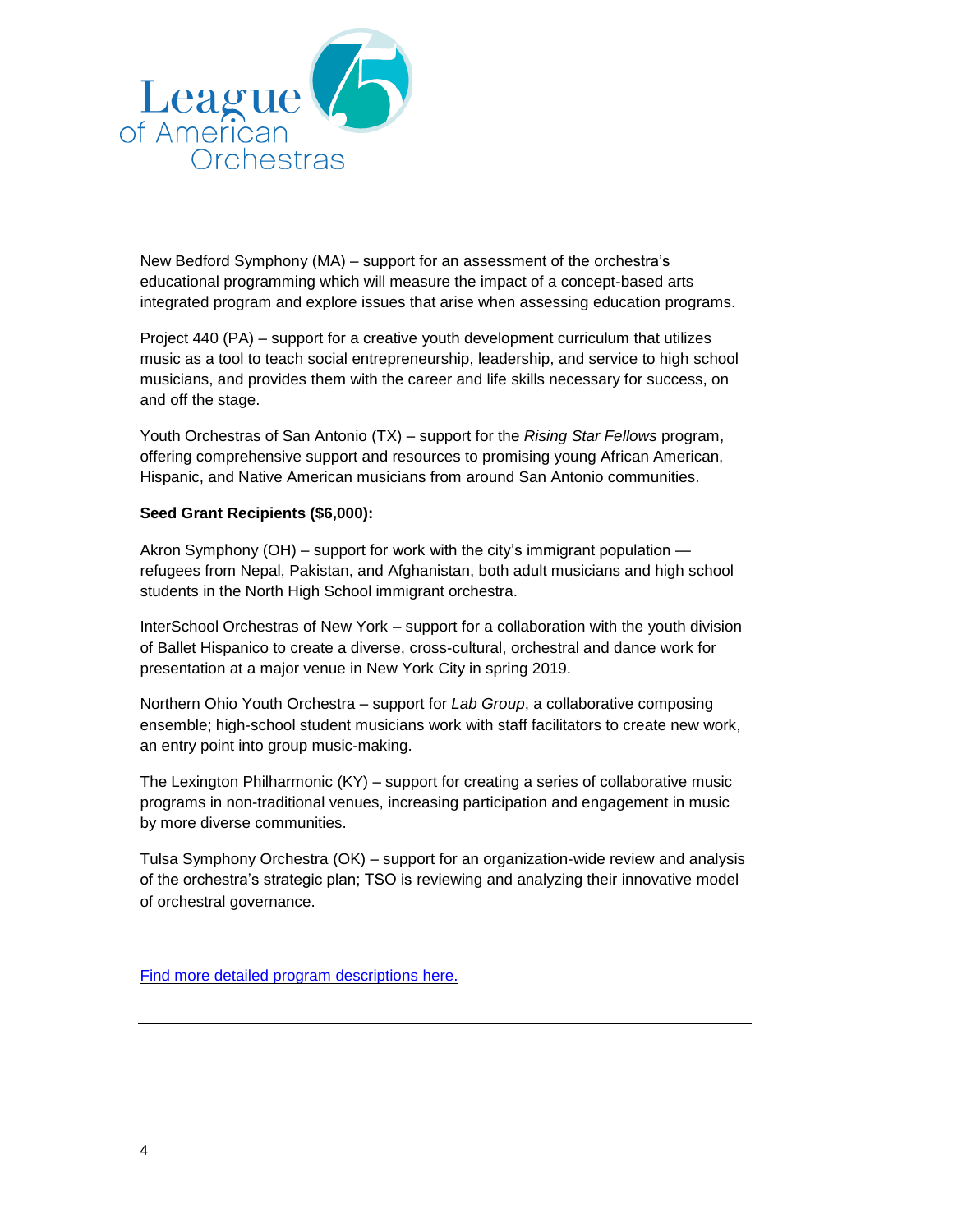New Bedford Symphony (MA) – support for an assessment of the orchestra's educational programming which will measure the impact of a concept-based arts integrated program and explore issues that arise when assessing education programs.

Project 440 (PA) – support for a creative youth development curriculum that utilizes music as a tool to teach social entrepreneurship, leadership, and service to high school musicians, and provides them with the career and life skills necessary for success, on and off the stage.

Youth Orchestras of San Antonio (TX) – support for the *Rising Star Fellows* program, offering comprehensive support and resources to promising young African American, Hispanic, and Native American musicians from around San Antonio communities.

**Seed Grant Recipients ($6,000):**

Akron Symphony (OH) – support for work with the city's immigrant population — refugees from Nepal, Pakistan, and Afghanistan, both adult musicians and high school students in the North High School immigrant orchestra.

InterSchool Orchestras of New York – support for a collaboration with the youth division of Ballet Hispanico to create a diverse, cross-cultural, orchestral and dance work for presentation at a major venue in New York City in spring 2019.

Northern Ohio Youth Orchestra – support for *Lab Group*, a collaborative composing ensemble; high-school student musicians work with staff facilitators to create new work, an entry point into group music-making.

The Lexington Philharmonic (KY) – support for creating a series of collaborative music programs in non-traditional venues, increasing participation and engagement in music by more diverse communities.

Tulsa Symphony Orchestra (OK) – support for an organization-wide review and analysis of the orchestra's strategic plan; TSO is reviewing and analyzing their innovative model of orchestral governance.

Find more detailed program descriptions here.

---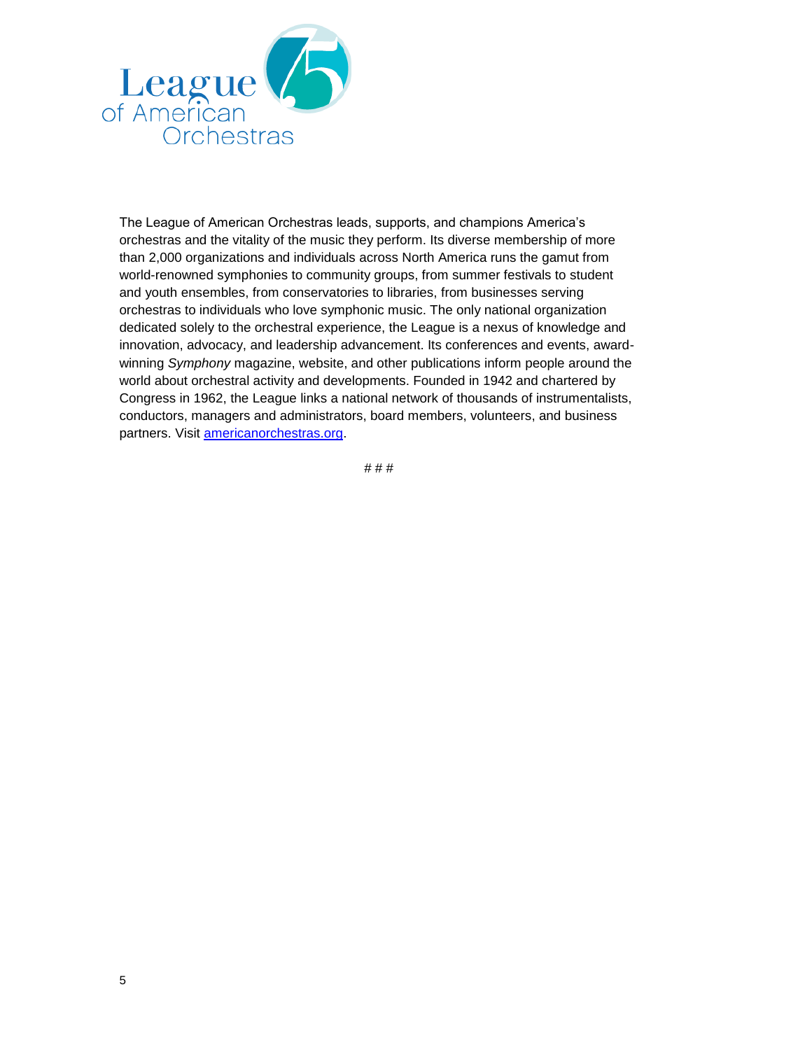The League of American Orchestras leads, supports, and champions America's orchestras and the vitality of the music they perform. Its diverse membership of more than 2,000 organizations and individuals across North America runs the gamut from world-renowned symphonies to community groups, from summer festivals to student and youth ensembles, from conservatories to libraries, from businesses serving orchestras to individuals who love symphonic music. The only national organization dedicated solely to the orchestral experience, the League is a nexus of knowledge and innovation, advocacy, and leadership advancement. Its conferences and events, award-winning *Symphony* magazine, website, and other publications inform people around the world about orchestral activity and developments. Founded in 1942 and chartered by Congress in 1962, the League links a national network of thousands of instrumentalists, conductors, managers and administrators, board members, volunteers, and business partners. Visit [americanorchestras.org](americanorchestras.org).

# # #